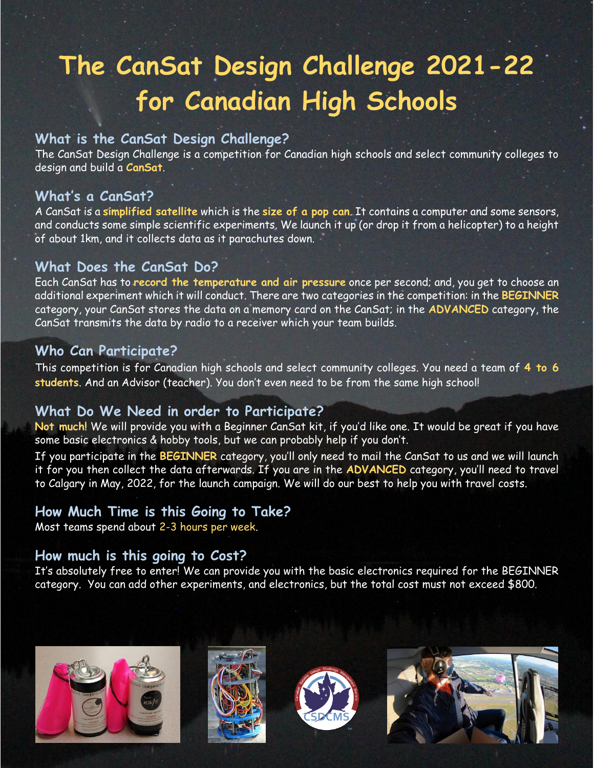# The CanSat Design Challenge 2021-22 for Canadian High Schools

## What is the CanSat Design Challenge?

The CanSat Design Challenge is a competition for Canadian high schools and select community colleges to design and build a **CanSat**.

## What's a CanSat?

A CanSat is a **simplified satellite** which is the **size of a pop can**. It contains a computer and some sensors, and conducts some simple scientific experiments. We launch it up (or drop it from a helicopter) to a height of about 1km, and it collects data as it parachutes down.

## What Does the CanSat Do?

Each CanSat has to **record the temperature and air pressure** once per second; and, you get to choose an additional experiment which it will conduct. There are two categories in the competition: in the **BEGINNER** category, your CanSat stores the data on a memory card on the CanSat; in the **ADVANCED** category, the CanSat transmits the data by radio to a receiver which your team builds.

## Who Can Participate?

This competition is for Canadian high schools and select community colleges. You need a team of **4 to 6 students**. And an Advisor (teacher). You don't even need to be from the same high school!

## What Do We Need in order to Participate?

**Not much!** We will provide you with a Beginner CanSat kit, if you'd like one. It would be great if you have some basic electronics & hobby tools, but we can probably help if you don't.

If you participate in the **BEGINNER** category, you'll only need to mail the CanSat to us and we will launch it for you then collect the data afterwards. If you are in the **ADVANCED** category, you'll need to travel to Calgary in May, 2022, for the launch campaign. We will do our best to help you with travel costs.

## How Much Time is this Going to Take?

Most teams spend about 2-3 hours per week.

## How much is this going to Cost?

It's absolutely free to enter! We can provide you with the basic electronics required for the BEGINNER category. You can add other experiments, and electronics, but the total cost must not exceed $800.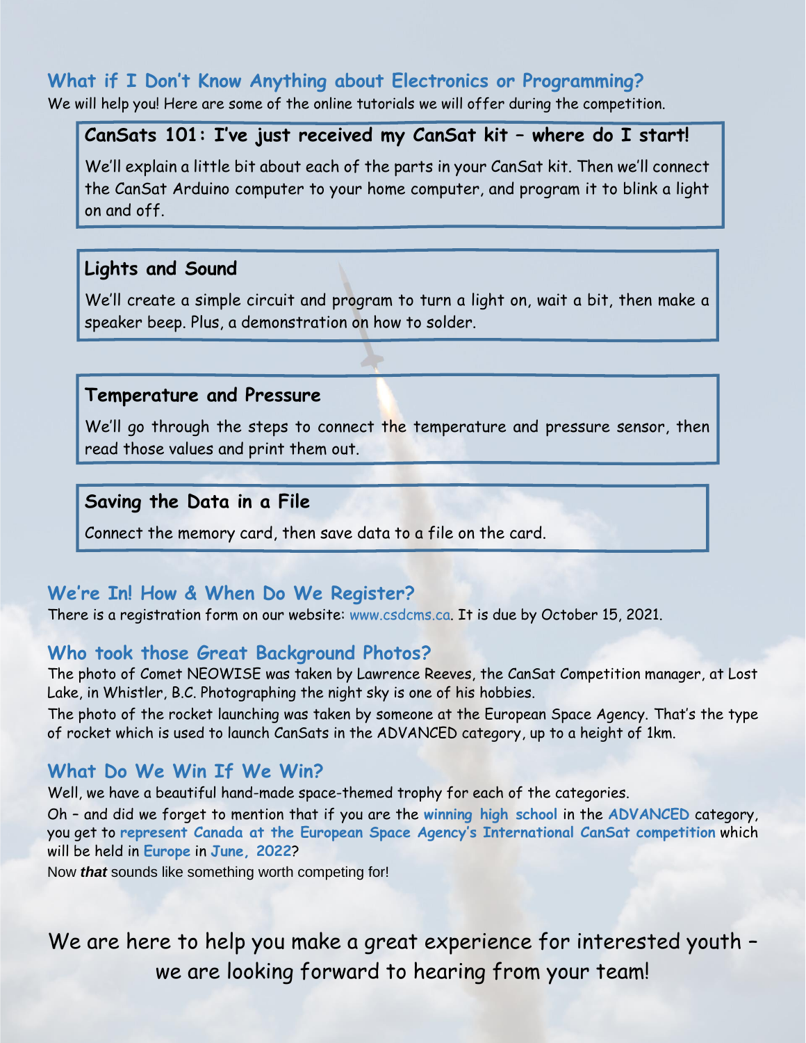## What if I Don't Know Anything about Electronics or Programming?

We will help you! Here are some of the online tutorials we will offer during the competition.

### CanSats 101: I've just received my CanSat kit – where do I start!

We'll explain a little bit about each of the parts in your CanSat kit. Then we'll connect the CanSat Arduino computer to your home computer, and program it to blink a light on and off.

### Lights and Sound

We'll create a simple circuit and program to turn a light on, wait a bit, then make a speaker beep. Plus, a demonstration on how to solder.

### Temperature and Pressure

We'll go through the steps to connect the temperature and pressure sensor, then read those values and print them out.

### Saving the Data in a File

Connect the memory card, then save data to a file on the card.

## We're In! How & When Do We Register?

There is a registration form on our website: www.csdcms.ca. It is due by October 15, 2021.

## Who took those Great Background Photos?

The photo of Comet NEOWISE was taken by Lawrence Reeves, the CanSat Competition manager, at Lost Lake, in Whistler, B.C. Photographing the night sky is one of his hobbies.

The photo of the rocket launching was taken by someone at the European Space Agency. That's the type of rocket which is used to launch CanSats in the ADVANCED category, up to a height of 1km.

## What Do We Win If We Win?

Well, we have a beautiful hand-made space-themed trophy for each of the categories.

Oh – and did we forget to mention that if you are the **winning high school** in the **ADVANCED** category, you get to **represent Canada at the European Space Agency's International CanSat competition** which will be held in **Europe** in **June, 2022**?

Now ***that*** sounds like something worth competing for!

We are here to help you make a great experience for interested youth – we are looking forward to hearing from your team!